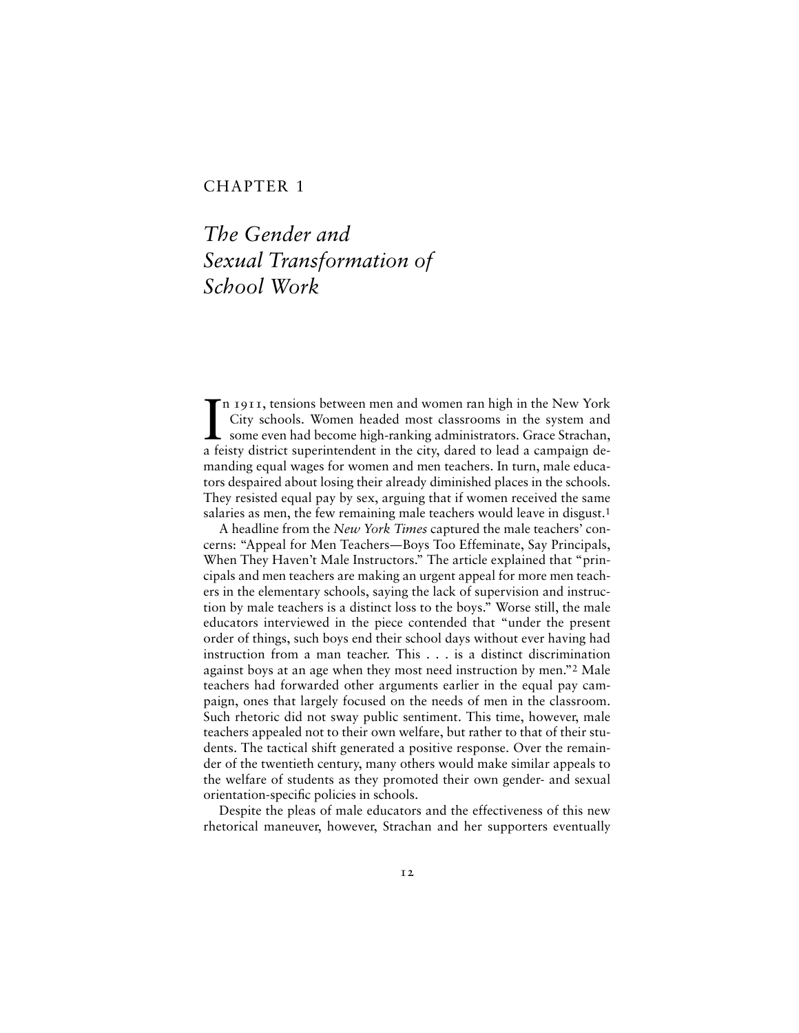# CHAPTER 1

## *The Gender and Sexual Transformation of School Work*

In 1911, tensions between men and women ran high in the New York City schools. Women headed most classrooms in the system and some even had become high-ranking administrators. Grace Strachan, a feisty district superintendent in the city, dared to lead a campaign demanding equal wages for women and men teachers. In turn, male educators despaired about losing their already diminished places in the schools. They resisted equal pay by sex, arguing that if women received the same salaries as men, the few remaining male teachers would leave in disgust.[1]

A headline from the *New York Times* captured the male teachers' concerns: "Appeal for Men Teachers—Boys Too Effeminate, Say Principals, When They Haven't Male Instructors." The article explained that "principals and men teachers are making an urgent appeal for more men teachers in the elementary schools, saying the lack of supervision and instruction by male teachers is a distinct loss to the boys." Worse still, the male educators interviewed in the piece contended that "under the present order of things, such boys end their school days without ever having had instruction from a man teacher. This . . . is a distinct discrimination against boys at an age when they most need instruction by men."[2] Male teachers had forwarded other arguments earlier in the equal pay campaign, ones that largely focused on the needs of men in the classroom. Such rhetoric did not sway public sentiment. This time, however, male teachers appealed not to their own welfare, but rather to that of their students. The tactical shift generated a positive response. Over the remainder of the twentieth century, many others would make similar appeals to the welfare of students as they promoted their own gender- and sexual orientation-specific policies in schools.

Despite the pleas of male educators and the effectiveness of this new rhetorical maneuver, however, Strachan and her supporters eventually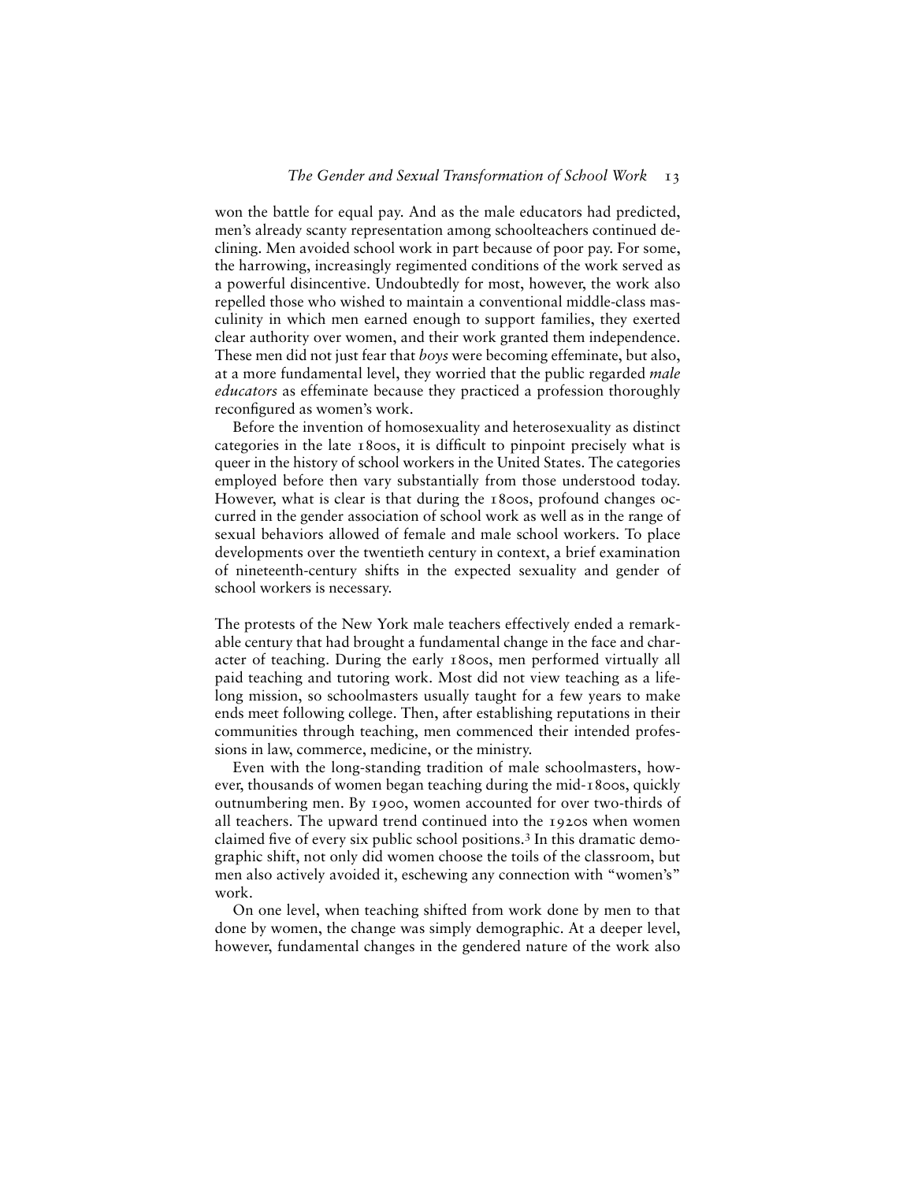won the battle for equal pay. And as the male educators had predicted, men's already scanty representation among schoolteachers continued declining. Men avoided school work in part because of poor pay. For some, the harrowing, increasingly regimented conditions of the work served as a powerful disincentive. Undoubtedly for most, however, the work also repelled those who wished to maintain a conventional middle-class masculinity in which men earned enough to support families, they exerted clear authority over women, and their work granted them independence. These men did not just fear that *boys* were becoming effeminate, but also, at a more fundamental level, they worried that the public regarded *male educators* as effeminate because they practiced a profession thoroughly reconfigured as women's work.

Before the invention of homosexuality and heterosexuality as distinct categories in the late 1800s, it is difficult to pinpoint precisely what is queer in the history of school workers in the United States. The categories employed before then vary substantially from those understood today. However, what is clear is that during the 1800s, profound changes occurred in the gender association of school work as well as in the range of sexual behaviors allowed of female and male school workers. To place developments over the twentieth century in context, a brief examination of nineteenth-century shifts in the expected sexuality and gender of school workers is necessary.

The protests of the New York male teachers effectively ended a remarkable century that had brought a fundamental change in the face and character of teaching. During the early 1800s, men performed virtually all paid teaching and tutoring work. Most did not view teaching as a lifelong mission, so schoolmasters usually taught for a few years to make ends meet following college. Then, after establishing reputations in their communities through teaching, men commenced their intended professions in law, commerce, medicine, or the ministry.

Even with the long-standing tradition of male schoolmasters, however, thousands of women began teaching during the mid-1800s, quickly outnumbering men. By 1900, women accounted for over two-thirds of all teachers. The upward trend continued into the 1920s when women claimed five of every six public school positions.[3] In this dramatic demographic shift, not only did women choose the toils of the classroom, but men also actively avoided it, eschewing any connection with "women's" work.

On one level, when teaching shifted from work done by men to that done by women, the change was simply demographic. At a deeper level, however, fundamental changes in the gendered nature of the work also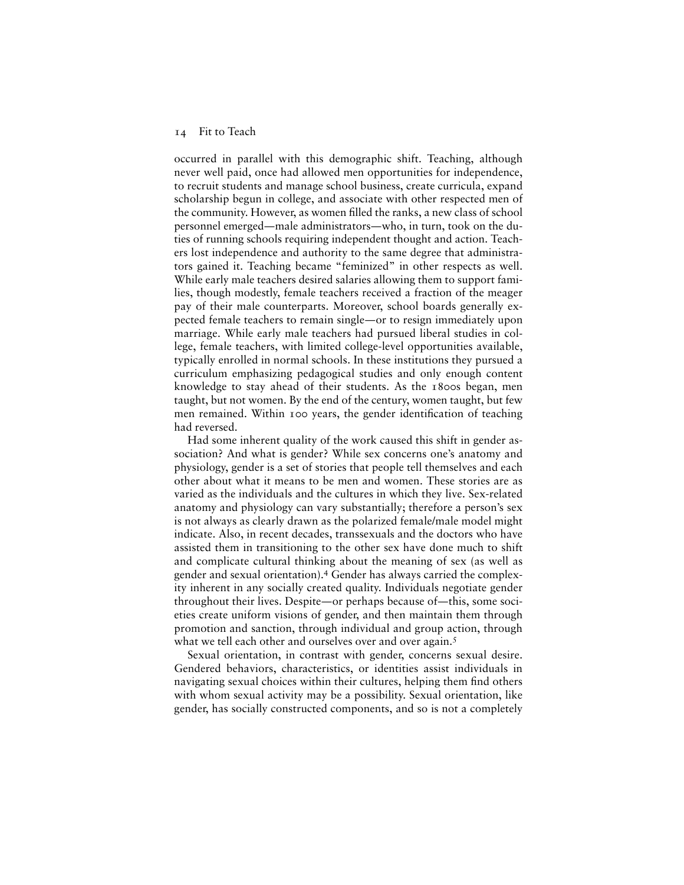occurred in parallel with this demographic shift. Teaching, although never well paid, once had allowed men opportunities for independence, to recruit students and manage school business, create curricula, expand scholarship begun in college, and associate with other respected men of the community. However, as women filled the ranks, a new class of school personnel emerged—male administrators—who, in turn, took on the duties of running schools requiring independent thought and action. Teachers lost independence and authority to the same degree that administrators gained it. Teaching became "feminized" in other respects as well. While early male teachers desired salaries allowing them to support families, though modestly, female teachers received a fraction of the meager pay of their male counterparts. Moreover, school boards generally expected female teachers to remain single—or to resign immediately upon marriage. While early male teachers had pursued liberal studies in college, female teachers, with limited college-level opportunities available, typically enrolled in normal schools. In these institutions they pursued a curriculum emphasizing pedagogical studies and only enough content knowledge to stay ahead of their students. As the 1800s began, men taught, but not women. By the end of the century, women taught, but few men remained. Within 100 years, the gender identification of teaching had reversed.

Had some inherent quality of the work caused this shift in gender association? And what is gender? While sex concerns one's anatomy and physiology, gender is a set of stories that people tell themselves and each other about what it means to be men and women. These stories are as varied as the individuals and the cultures in which they live. Sex-related anatomy and physiology can vary substantially; therefore a person's sex is not always as clearly drawn as the polarized female/male model might indicate. Also, in recent decades, transsexuals and the doctors who have assisted them in transitioning to the other sex have done much to shift and complicate cultural thinking about the meaning of sex (as well as gender and sexual orientation).[4] Gender has always carried the complexity inherent in any socially created quality. Individuals negotiate gender throughout their lives. Despite—or perhaps because of—this, some societies create uniform visions of gender, and then maintain them through promotion and sanction, through individual and group action, through what we tell each other and ourselves over and over again.[5]

Sexual orientation, in contrast with gender, concerns sexual desire. Gendered behaviors, characteristics, or identities assist individuals in navigating sexual choices within their cultures, helping them find others with whom sexual activity may be a possibility. Sexual orientation, like gender, has socially constructed components, and so is not a completely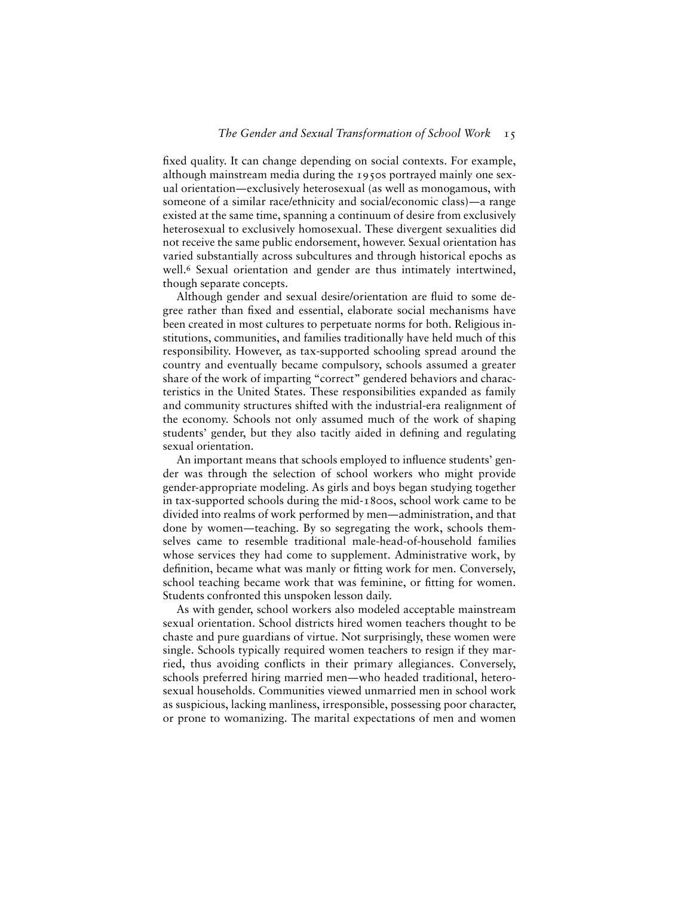fixed quality. It can change depending on social contexts. For example, although mainstream media during the 1950s portrayed mainly one sexual orientation—exclusively heterosexual (as well as monogamous, with someone of a similar race/ethnicity and social/economic class)—a range existed at the same time, spanning a continuum of desire from exclusively heterosexual to exclusively homosexual. These divergent sexualities did not receive the same public endorsement, however. Sexual orientation has varied substantially across subcultures and through historical epochs as well.[6] Sexual orientation and gender are thus intimately intertwined, though separate concepts.

Although gender and sexual desire/orientation are fluid to some degree rather than fixed and essential, elaborate social mechanisms have been created in most cultures to perpetuate norms for both. Religious institutions, communities, and families traditionally have held much of this responsibility. However, as tax-supported schooling spread around the country and eventually became compulsory, schools assumed a greater share of the work of imparting "correct" gendered behaviors and characteristics in the United States. These responsibilities expanded as family and community structures shifted with the industrial-era realignment of the economy. Schools not only assumed much of the work of shaping students' gender, but they also tacitly aided in defining and regulating sexual orientation.

An important means that schools employed to influence students' gender was through the selection of school workers who might provide gender-appropriate modeling. As girls and boys began studying together in tax-supported schools during the mid-1800s, school work came to be divided into realms of work performed by men—administration, and that done by women—teaching. By so segregating the work, schools themselves came to resemble traditional male-head-of-household families whose services they had come to supplement. Administrative work, by definition, became what was manly or fitting work for men. Conversely, school teaching became work that was feminine, or fitting for women. Students confronted this unspoken lesson daily.

As with gender, school workers also modeled acceptable mainstream sexual orientation. School districts hired women teachers thought to be chaste and pure guardians of virtue. Not surprisingly, these women were single. Schools typically required women teachers to resign if they married, thus avoiding conflicts in their primary allegiances. Conversely, schools preferred hiring married men—who headed traditional, heterosexual households. Communities viewed unmarried men in school work as suspicious, lacking manliness, irresponsible, possessing poor character, or prone to womanizing. The marital expectations of men and women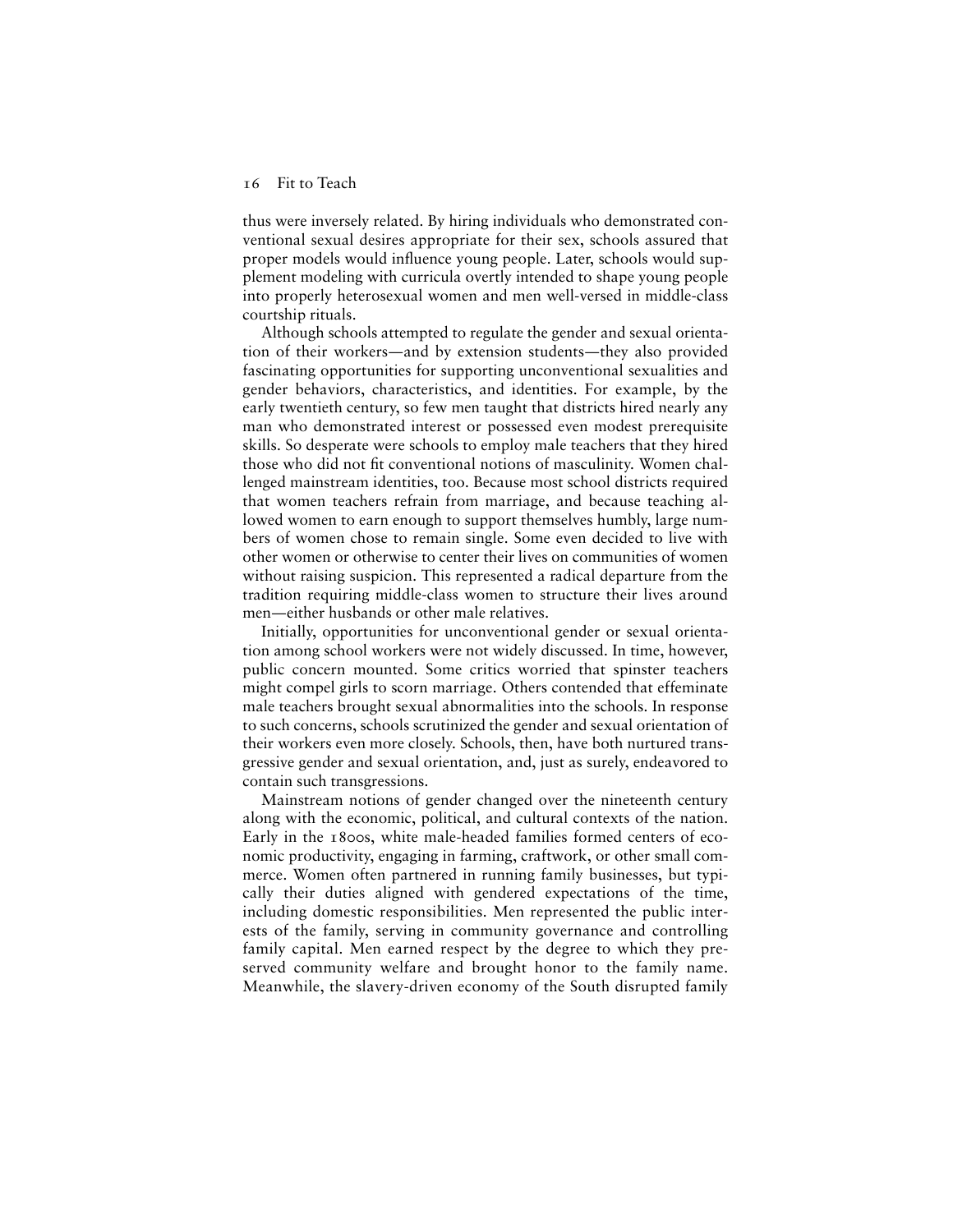thus were inversely related. By hiring individuals who demonstrated conventional sexual desires appropriate for their sex, schools assured that proper models would influence young people. Later, schools would supplement modeling with curricula overtly intended to shape young people into properly heterosexual women and men well-versed in middle-class courtship rituals.

Although schools attempted to regulate the gender and sexual orientation of their workers—and by extension students—they also provided fascinating opportunities for supporting unconventional sexualities and gender behaviors, characteristics, and identities. For example, by the early twentieth century, so few men taught that districts hired nearly any man who demonstrated interest or possessed even modest prerequisite skills. So desperate were schools to employ male teachers that they hired those who did not fit conventional notions of masculinity. Women challenged mainstream identities, too. Because most school districts required that women teachers refrain from marriage, and because teaching allowed women to earn enough to support themselves humbly, large numbers of women chose to remain single. Some even decided to live with other women or otherwise to center their lives on communities of women without raising suspicion. This represented a radical departure from the tradition requiring middle-class women to structure their lives around men—either husbands or other male relatives.

Initially, opportunities for unconventional gender or sexual orientation among school workers were not widely discussed. In time, however, public concern mounted. Some critics worried that spinster teachers might compel girls to scorn marriage. Others contended that effeminate male teachers brought sexual abnormalities into the schools. In response to such concerns, schools scrutinized the gender and sexual orientation of their workers even more closely. Schools, then, have both nurtured transgressive gender and sexual orientation, and, just as surely, endeavored to contain such transgressions.

Mainstream notions of gender changed over the nineteenth century along with the economic, political, and cultural contexts of the nation. Early in the 1800s, white male-headed families formed centers of economic productivity, engaging in farming, craftwork, or other small commerce. Women often partnered in running family businesses, but typically their duties aligned with gendered expectations of the time, including domestic responsibilities. Men represented the public interests of the family, serving in community governance and controlling family capital. Men earned respect by the degree to which they preserved community welfare and brought honor to the family name. Meanwhile, the slavery-driven economy of the South disrupted family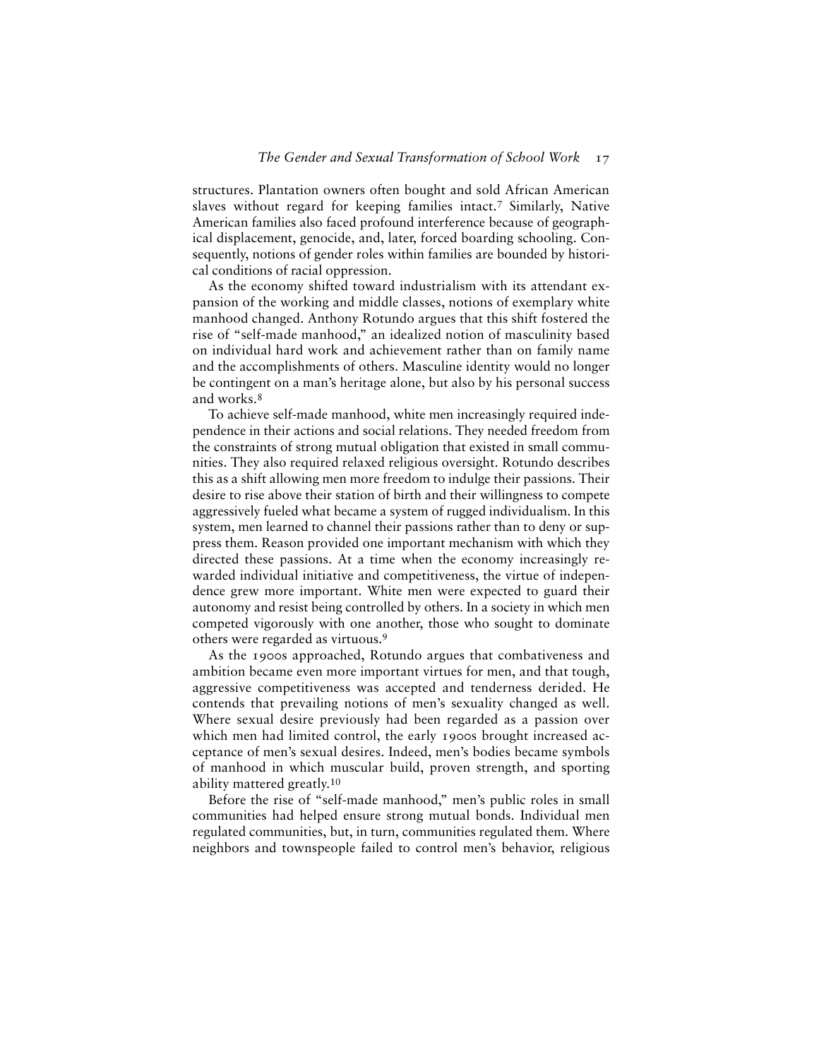structures. Plantation owners often bought and sold African American slaves without regard for keeping families intact.[7] Similarly, Native American families also faced profound interference because of geographical displacement, genocide, and, later, forced boarding schooling. Consequently, notions of gender roles within families are bounded by historical conditions of racial oppression.

As the economy shifted toward industrialism with its attendant expansion of the working and middle classes, notions of exemplary white manhood changed. Anthony Rotundo argues that this shift fostered the rise of "self-made manhood," an idealized notion of masculinity based on individual hard work and achievement rather than on family name and the accomplishments of others. Masculine identity would no longer be contingent on a man's heritage alone, but also by his personal success and works.[8]

To achieve self-made manhood, white men increasingly required independence in their actions and social relations. They needed freedom from the constraints of strong mutual obligation that existed in small communities. They also required relaxed religious oversight. Rotundo describes this as a shift allowing men more freedom to indulge their passions. Their desire to rise above their station of birth and their willingness to compete aggressively fueled what became a system of rugged individualism. In this system, men learned to channel their passions rather than to deny or suppress them. Reason provided one important mechanism with which they directed these passions. At a time when the economy increasingly rewarded individual initiative and competitiveness, the virtue of independence grew more important. White men were expected to guard their autonomy and resist being controlled by others. In a society in which men competed vigorously with one another, those who sought to dominate others were regarded as virtuous.[9]

As the 1900s approached, Rotundo argues that combativeness and ambition became even more important virtues for men, and that tough, aggressive competitiveness was accepted and tenderness derided. He contends that prevailing notions of men's sexuality changed as well. Where sexual desire previously had been regarded as a passion over which men had limited control, the early 1900s brought increased acceptance of men's sexual desires. Indeed, men's bodies became symbols of manhood in which muscular build, proven strength, and sporting ability mattered greatly.[10]

Before the rise of "self-made manhood," men's public roles in small communities had helped ensure strong mutual bonds. Individual men regulated communities, but, in turn, communities regulated them. Where neighbors and townspeople failed to control men's behavior, religious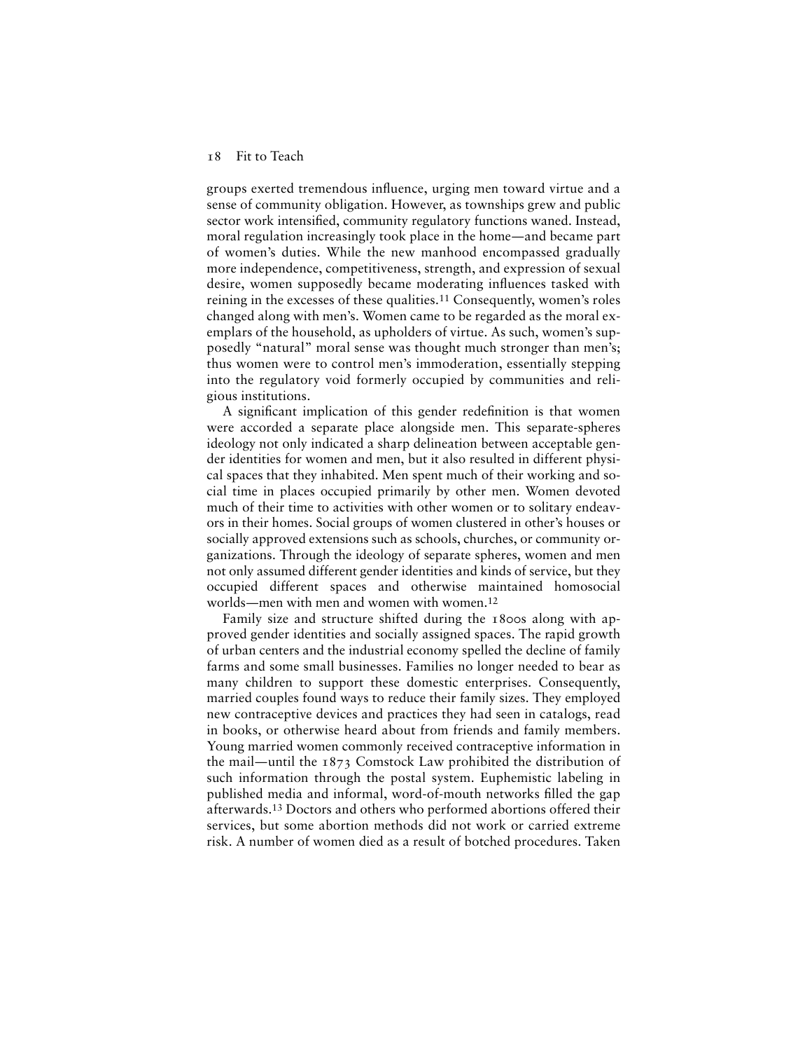groups exerted tremendous influence, urging men toward virtue and a sense of community obligation. However, as townships grew and public sector work intensified, community regulatory functions waned. Instead, moral regulation increasingly took place in the home—and became part of women's duties. While the new manhood encompassed gradually more independence, competitiveness, strength, and expression of sexual desire, women supposedly became moderating influences tasked with reining in the excesses of these qualities.[11] Consequently, women's roles changed along with men's. Women came to be regarded as the moral exemplars of the household, as upholders of virtue. As such, women's supposedly "natural" moral sense was thought much stronger than men's; thus women were to control men's immoderation, essentially stepping into the regulatory void formerly occupied by communities and religious institutions.

A significant implication of this gender redefinition is that women were accorded a separate place alongside men. This separate-spheres ideology not only indicated a sharp delineation between acceptable gender identities for women and men, but it also resulted in different physical spaces that they inhabited. Men spent much of their working and social time in places occupied primarily by other men. Women devoted much of their time to activities with other women or to solitary endeavors in their homes. Social groups of women clustered in other's houses or socially approved extensions such as schools, churches, or community organizations. Through the ideology of separate spheres, women and men not only assumed different gender identities and kinds of service, but they occupied different spaces and otherwise maintained homosocial worlds—men with men and women with women.[12]

Family size and structure shifted during the 1800s along with approved gender identities and socially assigned spaces. The rapid growth of urban centers and the industrial economy spelled the decline of family farms and some small businesses. Families no longer needed to bear as many children to support these domestic enterprises. Consequently, married couples found ways to reduce their family sizes. They employed new contraceptive devices and practices they had seen in catalogs, read in books, or otherwise heard about from friends and family members. Young married women commonly received contraceptive information in the mail—until the 1873 Comstock Law prohibited the distribution of such information through the postal system. Euphemistic labeling in published media and informal, word-of-mouth networks filled the gap afterwards.[13] Doctors and others who performed abortions offered their services, but some abortion methods did not work or carried extreme risk. A number of women died as a result of botched procedures. Taken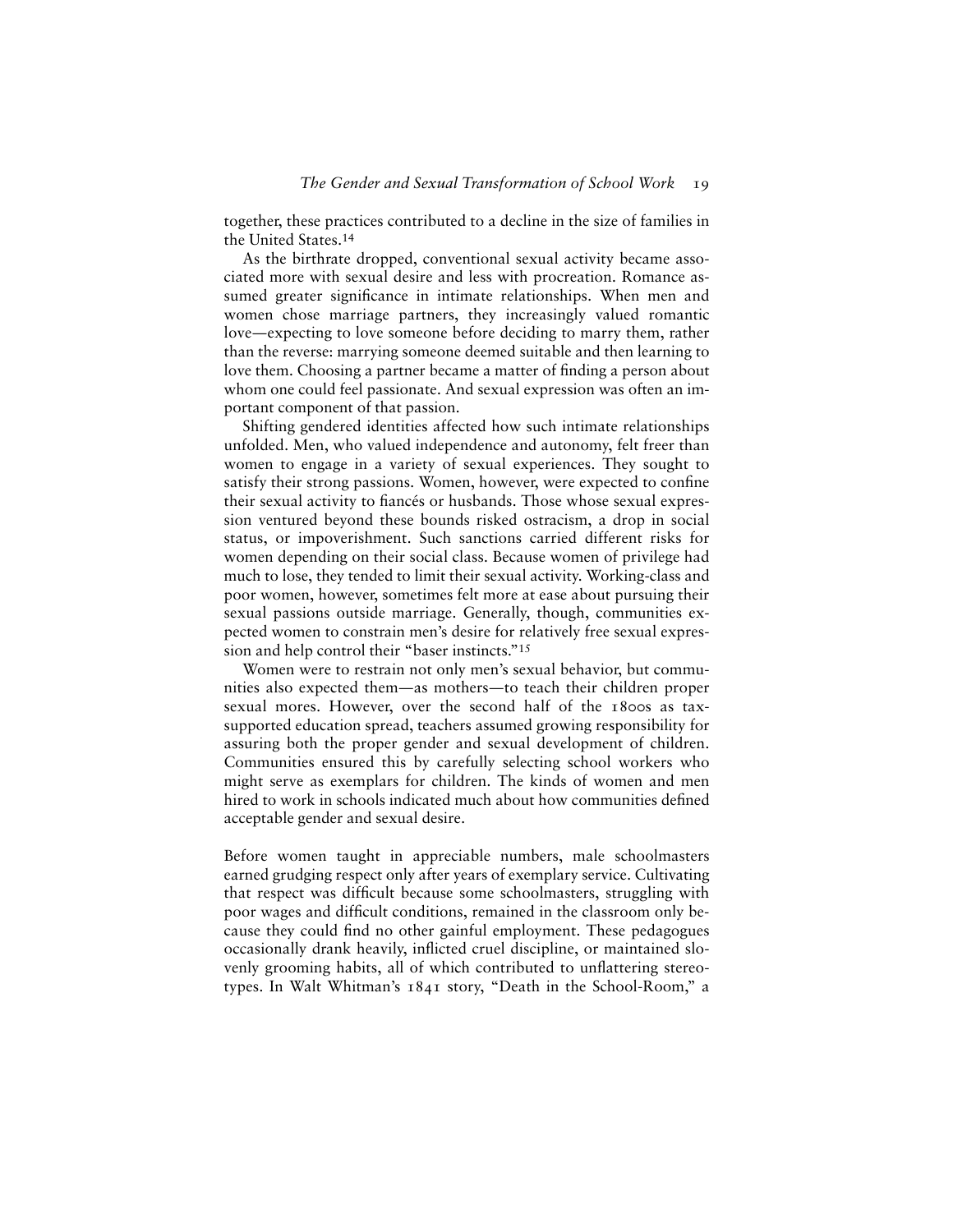together, these practices contributed to a decline in the size of families in the United States.[14]

As the birthrate dropped, conventional sexual activity became associated more with sexual desire and less with procreation. Romance assumed greater significance in intimate relationships. When men and women chose marriage partners, they increasingly valued romantic love—expecting to love someone before deciding to marry them, rather than the reverse: marrying someone deemed suitable and then learning to love them. Choosing a partner became a matter of finding a person about whom one could feel passionate. And sexual expression was often an important component of that passion.

Shifting gendered identities affected how such intimate relationships unfolded. Men, who valued independence and autonomy, felt freer than women to engage in a variety of sexual experiences. They sought to satisfy their strong passions. Women, however, were expected to confine their sexual activity to fiancés or husbands. Those whose sexual expression ventured beyond these bounds risked ostracism, a drop in social status, or impoverishment. Such sanctions carried different risks for women depending on their social class. Because women of privilege had much to lose, they tended to limit their sexual activity. Working-class and poor women, however, sometimes felt more at ease about pursuing their sexual passions outside marriage. Generally, though, communities expected women to constrain men's desire for relatively free sexual expression and help control their "baser instincts."[15]

Women were to restrain not only men's sexual behavior, but communities also expected them—as mothers—to teach their children proper sexual mores. However, over the second half of the 1800s as tax-supported education spread, teachers assumed growing responsibility for assuring both the proper gender and sexual development of children. Communities ensured this by carefully selecting school workers who might serve as exemplars for children. The kinds of women and men hired to work in schools indicated much about how communities defined acceptable gender and sexual desire.

Before women taught in appreciable numbers, male schoolmasters earned grudging respect only after years of exemplary service. Cultivating that respect was difficult because some schoolmasters, struggling with poor wages and difficult conditions, remained in the classroom only because they could find no other gainful employment. These pedagogues occasionally drank heavily, inflicted cruel discipline, or maintained slovenly grooming habits, all of which contributed to unflattering stereotypes. In Walt Whitman's 1841 story, "Death in the School-Room," a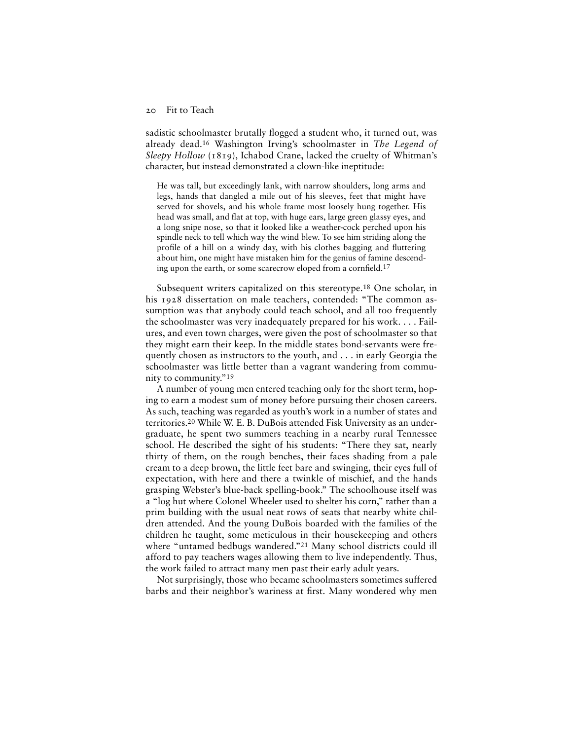sadistic schoolmaster brutally flogged a student who, it turned out, was already dead.[16] Washington Irving's schoolmaster in *The Legend of Sleepy Hollow* (1819), Ichabod Crane, lacked the cruelty of Whitman's character, but instead demonstrated a clown-like ineptitude:

> He was tall, but exceedingly lank, with narrow shoulders, long arms and legs, hands that dangled a mile out of his sleeves, feet that might have served for shovels, and his whole frame most loosely hung together. His head was small, and flat at top, with huge ears, large green glassy eyes, and a long snipe nose, so that it looked like a weather-cock perched upon his spindle neck to tell which way the wind blew. To see him striding along the profile of a hill on a windy day, with his clothes bagging and fluttering about him, one might have mistaken him for the genius of famine descending upon the earth, or some scarecrow eloped from a cornfield.[17]

Subsequent writers capitalized on this stereotype.[18] One scholar, in his 1928 dissertation on male teachers, contended: "The common assumption was that anybody could teach school, and all too frequently the schoolmaster was very inadequately prepared for his work. . . . Failures, and even town charges, were given the post of schoolmaster so that they might earn their keep. In the middle states bond-servants were frequently chosen as instructors to the youth, and . . . in early Georgia the schoolmaster was little better than a vagrant wandering from community to community."[19]

A number of young men entered teaching only for the short term, hoping to earn a modest sum of money before pursuing their chosen careers. As such, teaching was regarded as youth's work in a number of states and territories.[20] While W. E. B. DuBois attended Fisk University as an undergraduate, he spent two summers teaching in a nearby rural Tennessee school. He described the sight of his students: "There they sat, nearly thirty of them, on the rough benches, their faces shading from a pale cream to a deep brown, the little feet bare and swinging, their eyes full of expectation, with here and there a twinkle of mischief, and the hands grasping Webster's blue-back spelling-book." The schoolhouse itself was a "log hut where Colonel Wheeler used to shelter his corn," rather than a prim building with the usual neat rows of seats that nearby white children attended. And the young DuBois boarded with the families of the children he taught, some meticulous in their housekeeping and others where "untamed bedbugs wandered."[21] Many school districts could ill afford to pay teachers wages allowing them to live independently. Thus, the work failed to attract many men past their early adult years.

Not surprisingly, those who became schoolmasters sometimes suffered barbs and their neighbor's wariness at first. Many wondered why men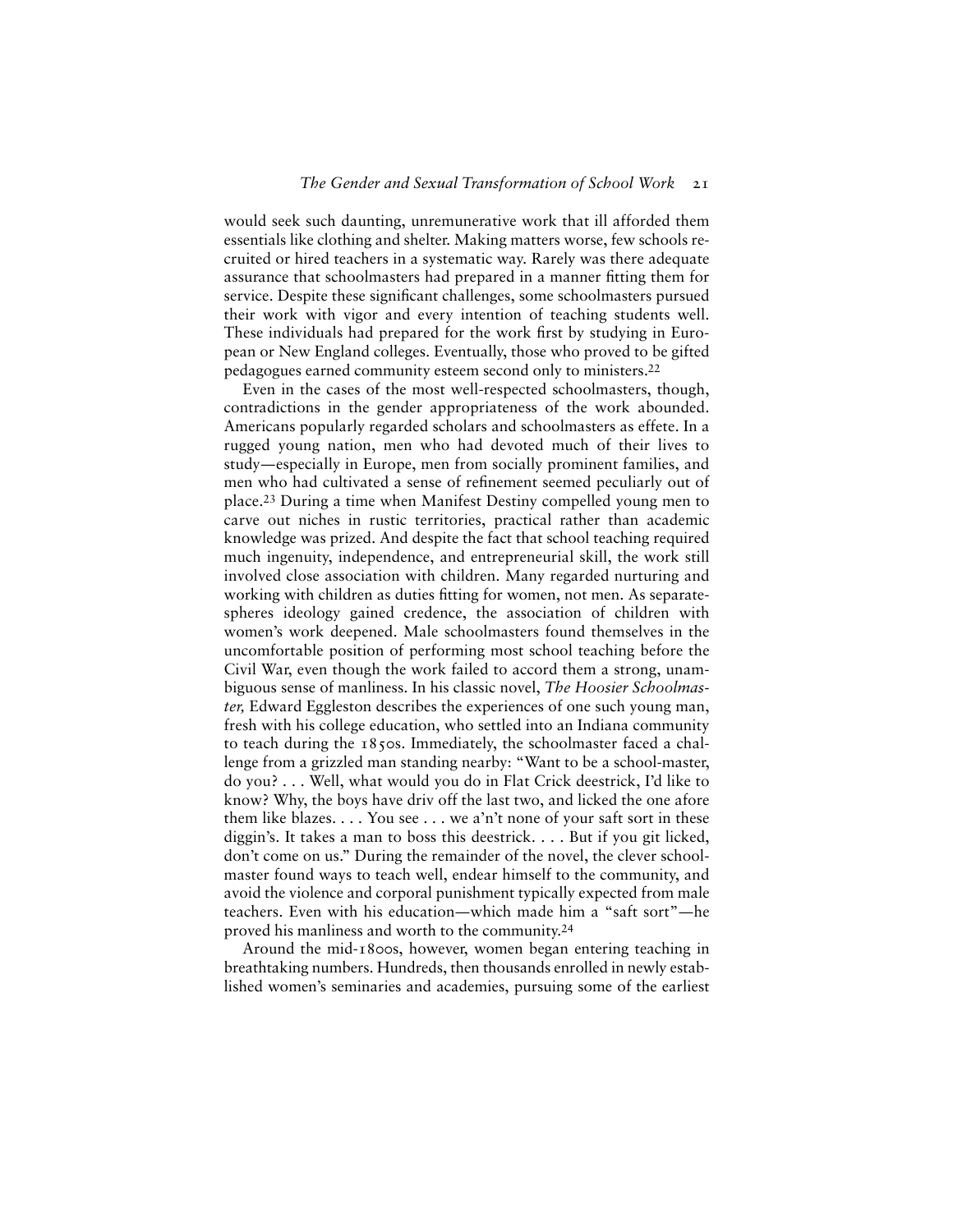would seek such daunting, unremunerative work that ill afforded them essentials like clothing and shelter. Making matters worse, few schools recruited or hired teachers in a systematic way. Rarely was there adequate assurance that schoolmasters had prepared in a manner fitting them for service. Despite these significant challenges, some schoolmasters pursued their work with vigor and every intention of teaching students well. These individuals had prepared for the work first by studying in European or New England colleges. Eventually, those who proved to be gifted pedagogues earned community esteem second only to ministers.[22]

Even in the cases of the most well-respected schoolmasters, though, contradictions in the gender appropriateness of the work abounded. Americans popularly regarded scholars and schoolmasters as effete. In a rugged young nation, men who had devoted much of their lives to study—especially in Europe, men from socially prominent families, and men who had cultivated a sense of refinement seemed peculiarly out of place.[23] During a time when Manifest Destiny compelled young men to carve out niches in rustic territories, practical rather than academic knowledge was prized. And despite the fact that school teaching required much ingenuity, independence, and entrepreneurial skill, the work still involved close association with children. Many regarded nurturing and working with children as duties fitting for women, not men. As separate-spheres ideology gained credence, the association of children with women's work deepened. Male schoolmasters found themselves in the uncomfortable position of performing most school teaching before the Civil War, even though the work failed to accord them a strong, unambiguous sense of manliness. In his classic novel, *The Hoosier Schoolmaster,* Edward Eggleston describes the experiences of one such young man, fresh with his college education, who settled into an Indiana community to teach during the 1850s. Immediately, the schoolmaster faced a challenge from a grizzled man standing nearby: "Want to be a school-master, do you? . . . Well, what would you do in Flat Crick deestrick, I'd like to know? Why, the boys have driv off the last two, and licked the one afore them like blazes. . . . You see . . . we a'n't none of your saft sort in these diggin's. It takes a man to boss this deestrick. . . . But if you git licked, don't come on us." During the remainder of the novel, the clever schoolmaster found ways to teach well, endear himself to the community, and avoid the violence and corporal punishment typically expected from male teachers. Even with his education—which made him a "saft sort"—he proved his manliness and worth to the community.[24]

Around the mid-1800s, however, women began entering teaching in breathtaking numbers. Hundreds, then thousands enrolled in newly established women's seminaries and academies, pursuing some of the earliest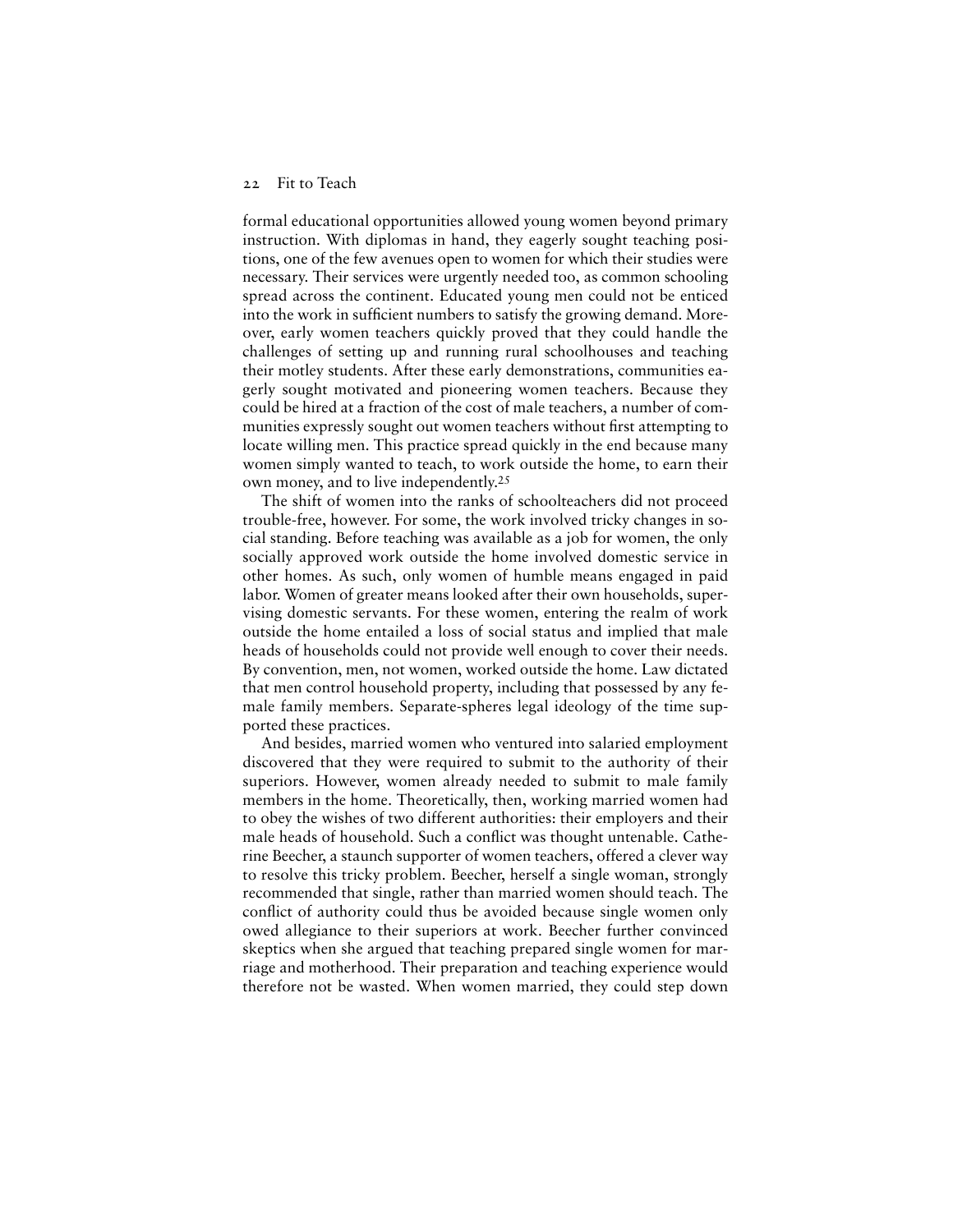formal educational opportunities allowed young women beyond primary instruction. With diplomas in hand, they eagerly sought teaching positions, one of the few avenues open to women for which their studies were necessary. Their services were urgently needed too, as common schooling spread across the continent. Educated young men could not be enticed into the work in sufficient numbers to satisfy the growing demand. Moreover, early women teachers quickly proved that they could handle the challenges of setting up and running rural schoolhouses and teaching their motley students. After these early demonstrations, communities eagerly sought motivated and pioneering women teachers. Because they could be hired at a fraction of the cost of male teachers, a number of communities expressly sought out women teachers without first attempting to locate willing men. This practice spread quickly in the end because many women simply wanted to teach, to work outside the home, to earn their own money, and to live independently.[25]

The shift of women into the ranks of schoolteachers did not proceed trouble-free, however. For some, the work involved tricky changes in social standing. Before teaching was available as a job for women, the only socially approved work outside the home involved domestic service in other homes. As such, only women of humble means engaged in paid labor. Women of greater means looked after their own households, supervising domestic servants. For these women, entering the realm of work outside the home entailed a loss of social status and implied that male heads of households could not provide well enough to cover their needs. By convention, men, not women, worked outside the home. Law dictated that men control household property, including that possessed by any female family members. Separate-spheres legal ideology of the time supported these practices.

And besides, married women who ventured into salaried employment discovered that they were required to submit to the authority of their superiors. However, women already needed to submit to male family members in the home. Theoretically, then, working married women had to obey the wishes of two different authorities: their employers and their male heads of household. Such a conflict was thought untenable. Catherine Beecher, a staunch supporter of women teachers, offered a clever way to resolve this tricky problem. Beecher, herself a single woman, strongly recommended that single, rather than married women should teach. The conflict of authority could thus be avoided because single women only owed allegiance to their superiors at work. Beecher further convinced skeptics when she argued that teaching prepared single women for marriage and motherhood. Their preparation and teaching experience would therefore not be wasted. When women married, they could step down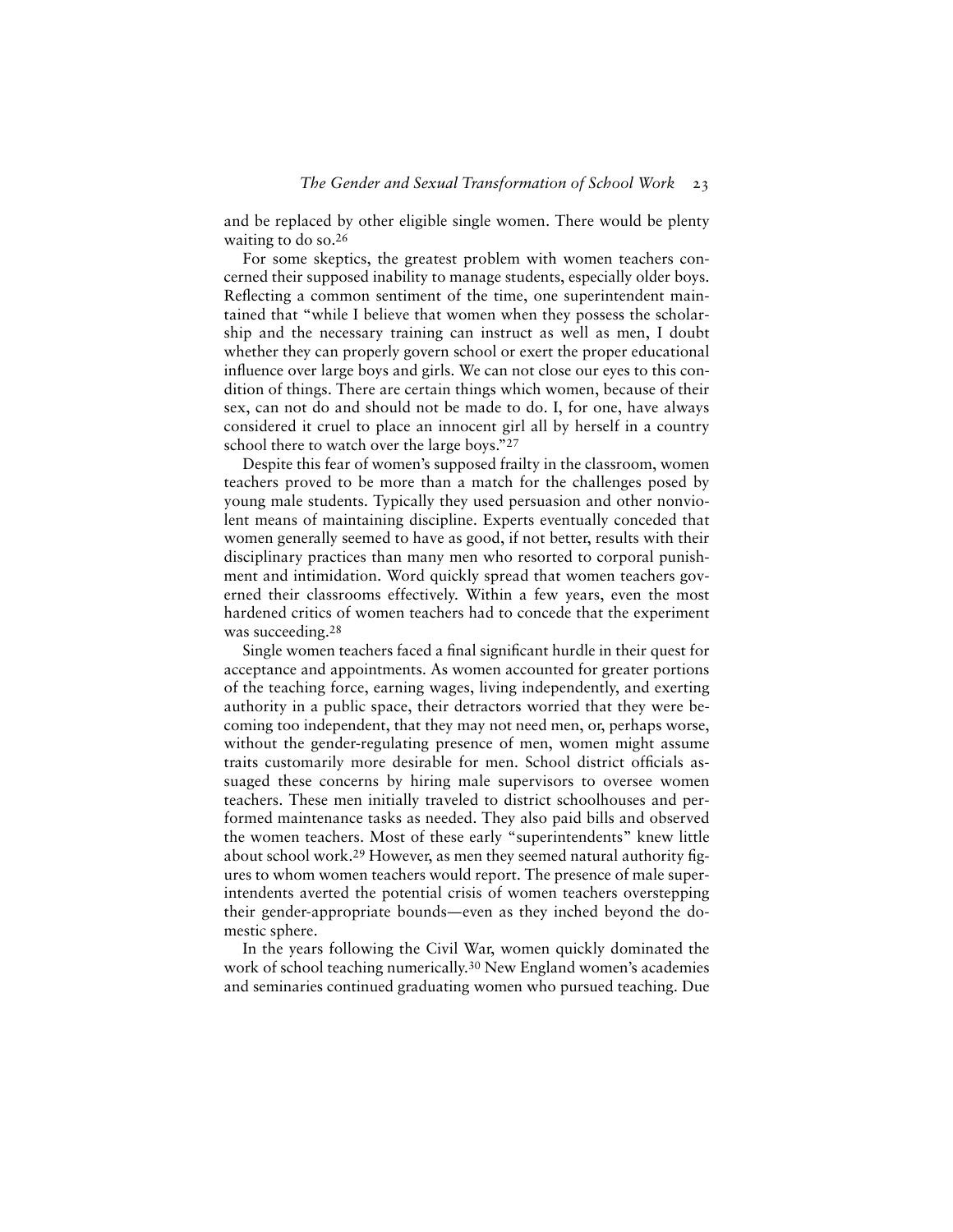and be replaced by other eligible single women. There would be plenty waiting to do so.[26]

For some skeptics, the greatest problem with women teachers concerned their supposed inability to manage students, especially older boys. Reflecting a common sentiment of the time, one superintendent maintained that "while I believe that women when they possess the scholarship and the necessary training can instruct as well as men, I doubt whether they can properly govern school or exert the proper educational influence over large boys and girls. We can not close our eyes to this condition of things. There are certain things which women, because of their sex, can not do and should not be made to do. I, for one, have always considered it cruel to place an innocent girl all by herself in a country school there to watch over the large boys."[27]

Despite this fear of women's supposed frailty in the classroom, women teachers proved to be more than a match for the challenges posed by young male students. Typically they used persuasion and other nonviolent means of maintaining discipline. Experts eventually conceded that women generally seemed to have as good, if not better, results with their disciplinary practices than many men who resorted to corporal punishment and intimidation. Word quickly spread that women teachers governed their classrooms effectively. Within a few years, even the most hardened critics of women teachers had to concede that the experiment was succeeding.[28]

Single women teachers faced a final significant hurdle in their quest for acceptance and appointments. As women accounted for greater portions of the teaching force, earning wages, living independently, and exerting authority in a public space, their detractors worried that they were becoming too independent, that they may not need men, or, perhaps worse, without the gender-regulating presence of men, women might assume traits customarily more desirable for men. School district officials assuaged these concerns by hiring male supervisors to oversee women teachers. These men initially traveled to district schoolhouses and performed maintenance tasks as needed. They also paid bills and observed the women teachers. Most of these early "superintendents" knew little about school work.[29] However, as men they seemed natural authority figures to whom women teachers would report. The presence of male superintendents averted the potential crisis of women teachers overstepping their gender-appropriate bounds—even as they inched beyond the domestic sphere.

In the years following the Civil War, women quickly dominated the work of school teaching numerically.[30] New England women's academies and seminaries continued graduating women who pursued teaching. Due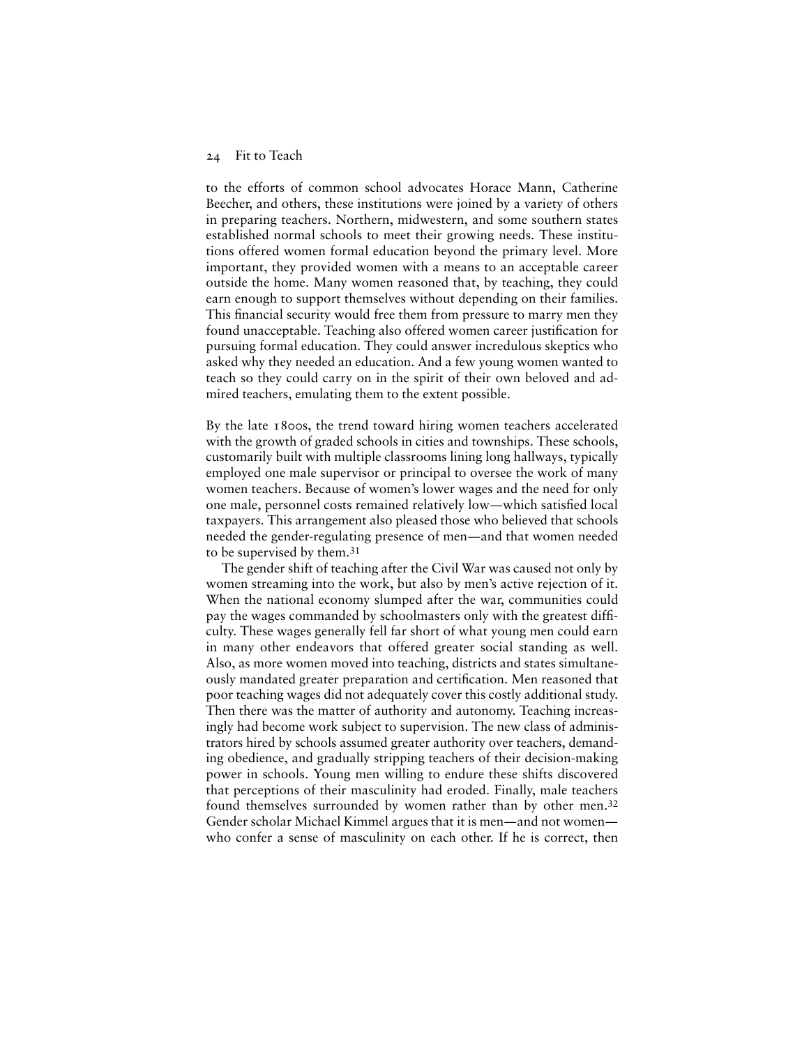to the efforts of common school advocates Horace Mann, Catherine Beecher, and others, these institutions were joined by a variety of others in preparing teachers. Northern, midwestern, and some southern states established normal schools to meet their growing needs. These institutions offered women formal education beyond the primary level. More important, they provided women with a means to an acceptable career outside the home. Many women reasoned that, by teaching, they could earn enough to support themselves without depending on their families. This financial security would free them from pressure to marry men they found unacceptable. Teaching also offered women career justification for pursuing formal education. They could answer incredulous skeptics who asked why they needed an education. And a few young women wanted to teach so they could carry on in the spirit of their own beloved and admired teachers, emulating them to the extent possible.

By the late 1800s, the trend toward hiring women teachers accelerated with the growth of graded schools in cities and townships. These schools, customarily built with multiple classrooms lining long hallways, typically employed one male supervisor or principal to oversee the work of many women teachers. Because of women's lower wages and the need for only one male, personnel costs remained relatively low—which satisfied local taxpayers. This arrangement also pleased those who believed that schools needed the gender-regulating presence of men—and that women needed to be supervised by them.[31]

The gender shift of teaching after the Civil War was caused not only by women streaming into the work, but also by men's active rejection of it. When the national economy slumped after the war, communities could pay the wages commanded by schoolmasters only with the greatest difficulty. These wages generally fell far short of what young men could earn in many other endeavors that offered greater social standing as well. Also, as more women moved into teaching, districts and states simultaneously mandated greater preparation and certification. Men reasoned that poor teaching wages did not adequately cover this costly additional study. Then there was the matter of authority and autonomy. Teaching increasingly had become work subject to supervision. The new class of administrators hired by schools assumed greater authority over teachers, demanding obedience, and gradually stripping teachers of their decision-making power in schools. Young men willing to endure these shifts discovered that perceptions of their masculinity had eroded. Finally, male teachers found themselves surrounded by women rather than by other men.[32] Gender scholar Michael Kimmel argues that it is men—and not women—who confer a sense of masculinity on each other. If he is correct, then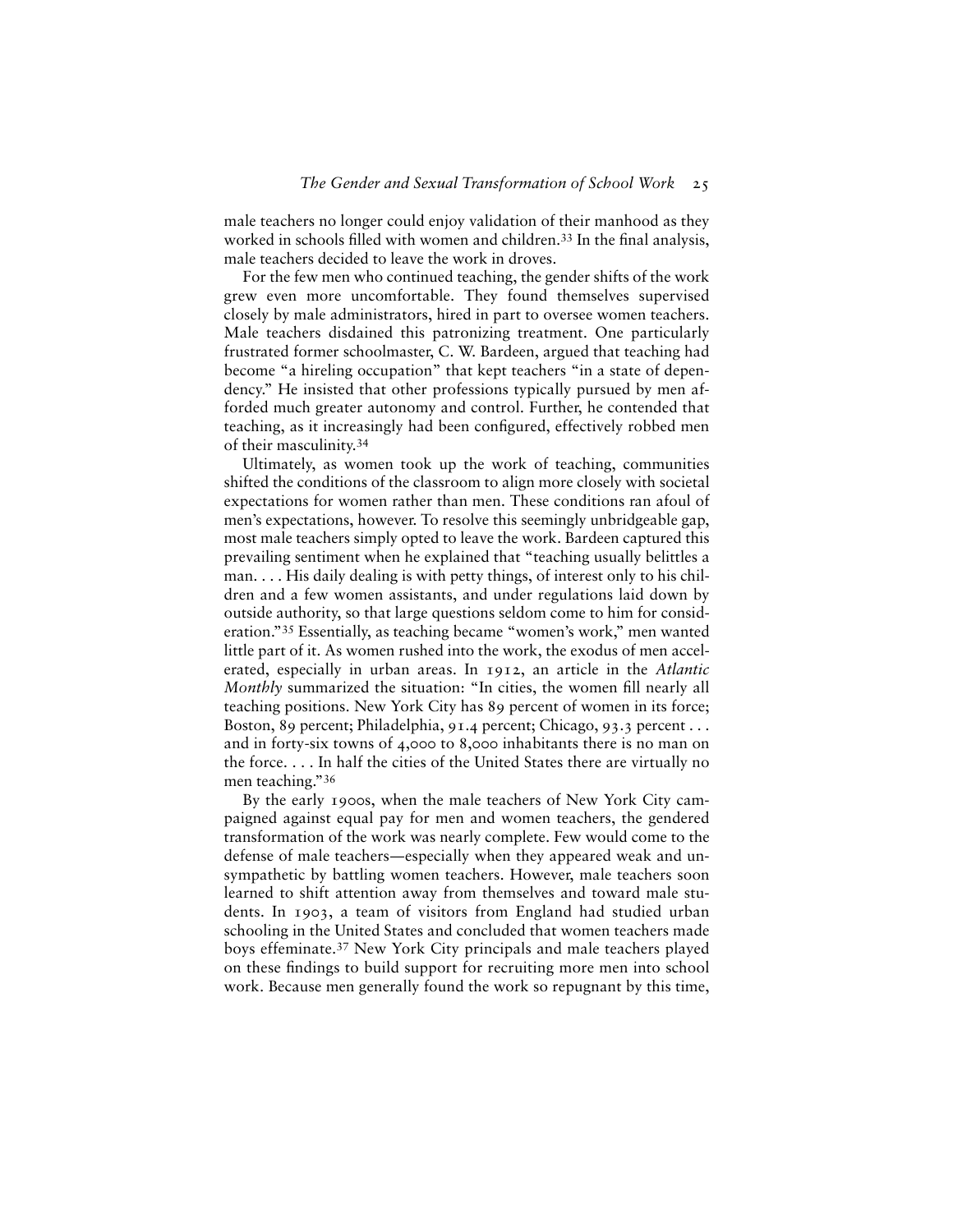male teachers no longer could enjoy validation of their manhood as they worked in schools filled with women and children.[33] In the final analysis, male teachers decided to leave the work in droves.

For the few men who continued teaching, the gender shifts of the work grew even more uncomfortable. They found themselves supervised closely by male administrators, hired in part to oversee women teachers. Male teachers disdained this patronizing treatment. One particularly frustrated former schoolmaster, C. W. Bardeen, argued that teaching had become "a hireling occupation" that kept teachers "in a state of dependency." He insisted that other professions typically pursued by men afforded much greater autonomy and control. Further, he contended that teaching, as it increasingly had been configured, effectively robbed men of their masculinity.[34]

Ultimately, as women took up the work of teaching, communities shifted the conditions of the classroom to align more closely with societal expectations for women rather than men. These conditions ran afoul of men's expectations, however. To resolve this seemingly unbridgeable gap, most male teachers simply opted to leave the work. Bardeen captured this prevailing sentiment when he explained that "teaching usually belittles a man. . . . His daily dealing is with petty things, of interest only to his children and a few women assistants, and under regulations laid down by outside authority, so that large questions seldom come to him for consideration."[35] Essentially, as teaching became "women's work," men wanted little part of it. As women rushed into the work, the exodus of men accelerated, especially in urban areas. In 1912, an article in the *Atlantic Monthly* summarized the situation: "In cities, the women fill nearly all teaching positions. New York City has 89 percent of women in its force; Boston, 89 percent; Philadelphia, 91.4 percent; Chicago, 93.3 percent . . . and in forty-six towns of 4,000 to 8,000 inhabitants there is no man on the force. . . . In half the cities of the United States there are virtually no men teaching."[36]

By the early 1900s, when the male teachers of New York City campaigned against equal pay for men and women teachers, the gendered transformation of the work was nearly complete. Few would come to the defense of male teachers—especially when they appeared weak and unsympathetic by battling women teachers. However, male teachers soon learned to shift attention away from themselves and toward male students. In 1903, a team of visitors from England had studied urban schooling in the United States and concluded that women teachers made boys effeminate.[37] New York City principals and male teachers played on these findings to build support for recruiting more men into school work. Because men generally found the work so repugnant by this time,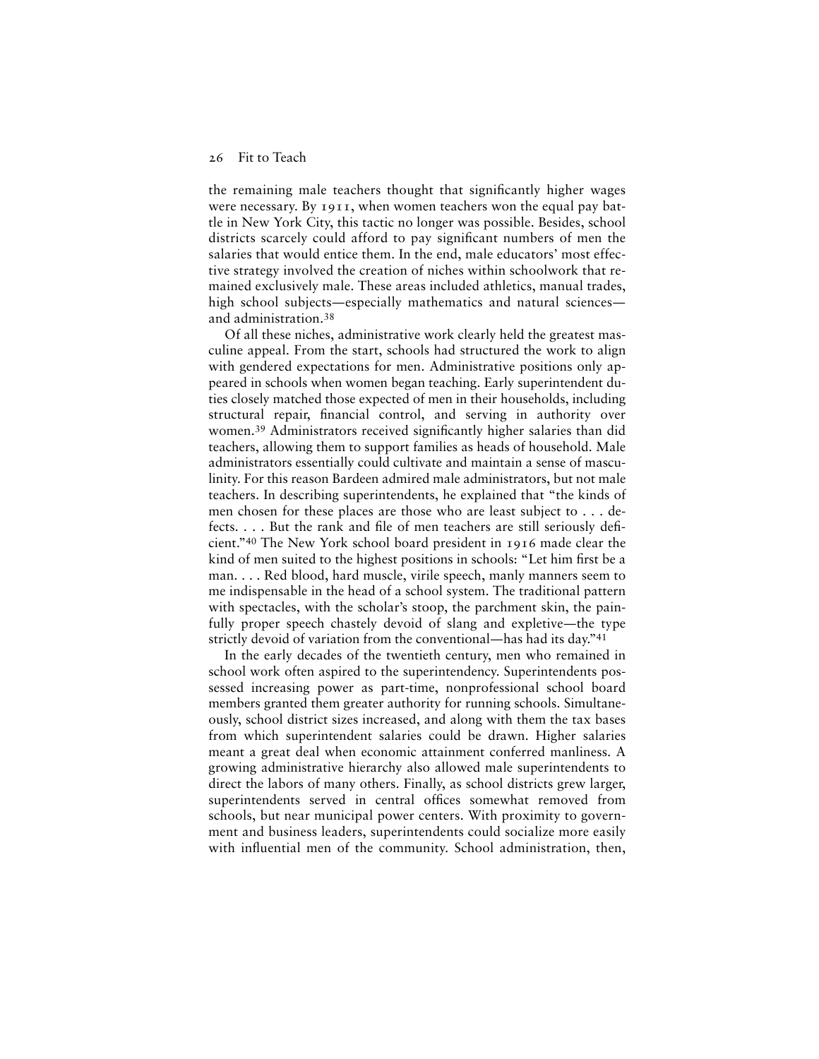the remaining male teachers thought that significantly higher wages were necessary. By 1911, when women teachers won the equal pay battle in New York City, this tactic no longer was possible. Besides, school districts scarcely could afford to pay significant numbers of men the salaries that would entice them. In the end, male educators' most effective strategy involved the creation of niches within schoolwork that remained exclusively male. These areas included athletics, manual trades, high school subjects—especially mathematics and natural sciences—and administration.[38]

Of all these niches, administrative work clearly held the greatest masculine appeal. From the start, schools had structured the work to align with gendered expectations for men. Administrative positions only appeared in schools when women began teaching. Early superintendent duties closely matched those expected of men in their households, including structural repair, financial control, and serving in authority over women.[39] Administrators received significantly higher salaries than did teachers, allowing them to support families as heads of household. Male administrators essentially could cultivate and maintain a sense of masculinity. For this reason Bardeen admired male administrators, but not male teachers. In describing superintendents, he explained that "the kinds of men chosen for these places are those who are least subject to . . . defects. . . . But the rank and file of men teachers are still seriously deficient."[40] The New York school board president in 1916 made clear the kind of men suited to the highest positions in schools: "Let him first be a man. . . . Red blood, hard muscle, virile speech, manly manners seem to me indispensable in the head of a school system. The traditional pattern with spectacles, with the scholar's stoop, the parchment skin, the painfully proper speech chastely devoid of slang and expletive—the type strictly devoid of variation from the conventional—has had its day."[41]

In the early decades of the twentieth century, men who remained in school work often aspired to the superintendency. Superintendents possessed increasing power as part-time, nonprofessional school board members granted them greater authority for running schools. Simultaneously, school district sizes increased, and along with them the tax bases from which superintendent salaries could be drawn. Higher salaries meant a great deal when economic attainment conferred manliness. A growing administrative hierarchy also allowed male superintendents to direct the labors of many others. Finally, as school districts grew larger, superintendents served in central offices somewhat removed from schools, but near municipal power centers. With proximity to government and business leaders, superintendents could socialize more easily with influential men of the community. School administration, then,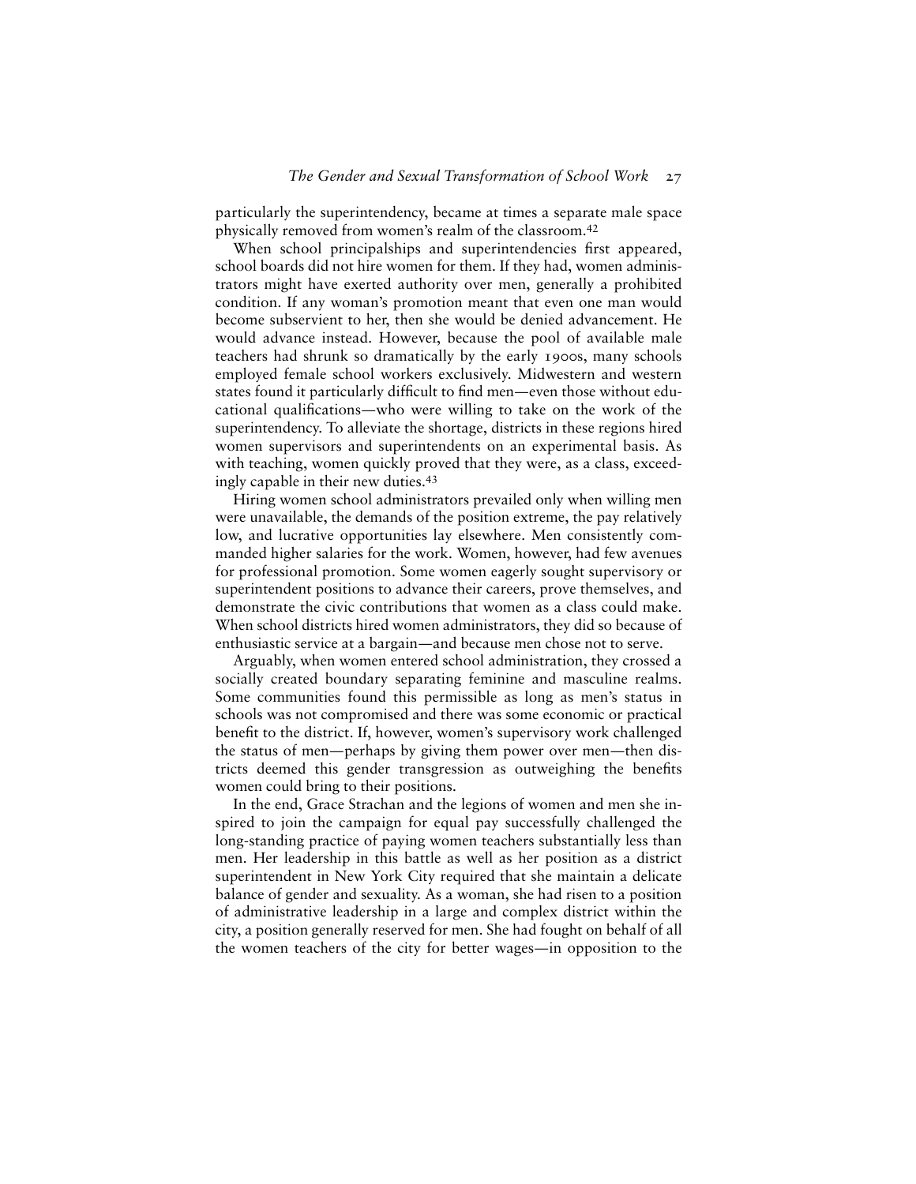particularly the superintendency, became at times a separate male space physically removed from women's realm of the classroom.[42]

When school principalships and superintendencies first appeared, school boards did not hire women for them. If they had, women administrators might have exerted authority over men, generally a prohibited condition. If any woman's promotion meant that even one man would become subservient to her, then she would be denied advancement. He would advance instead. However, because the pool of available male teachers had shrunk so dramatically by the early 1900s, many schools employed female school workers exclusively. Midwestern and western states found it particularly difficult to find men—even those without educational qualifications—who were willing to take on the work of the superintendency. To alleviate the shortage, districts in these regions hired women supervisors and superintendents on an experimental basis. As with teaching, women quickly proved that they were, as a class, exceedingly capable in their new duties.[43]

Hiring women school administrators prevailed only when willing men were unavailable, the demands of the position extreme, the pay relatively low, and lucrative opportunities lay elsewhere. Men consistently commanded higher salaries for the work. Women, however, had few avenues for professional promotion. Some women eagerly sought supervisory or superintendent positions to advance their careers, prove themselves, and demonstrate the civic contributions that women as a class could make. When school districts hired women administrators, they did so because of enthusiastic service at a bargain—and because men chose not to serve.

Arguably, when women entered school administration, they crossed a socially created boundary separating feminine and masculine realms. Some communities found this permissible as long as men's status in schools was not compromised and there was some economic or practical benefit to the district. If, however, women's supervisory work challenged the status of men—perhaps by giving them power over men—then districts deemed this gender transgression as outweighing the benefits women could bring to their positions.

In the end, Grace Strachan and the legions of women and men she inspired to join the campaign for equal pay successfully challenged the long-standing practice of paying women teachers substantially less than men. Her leadership in this battle as well as her position as a district superintendent in New York City required that she maintain a delicate balance of gender and sexuality. As a woman, she had risen to a position of administrative leadership in a large and complex district within the city, a position generally reserved for men. She had fought on behalf of all the women teachers of the city for better wages—in opposition to the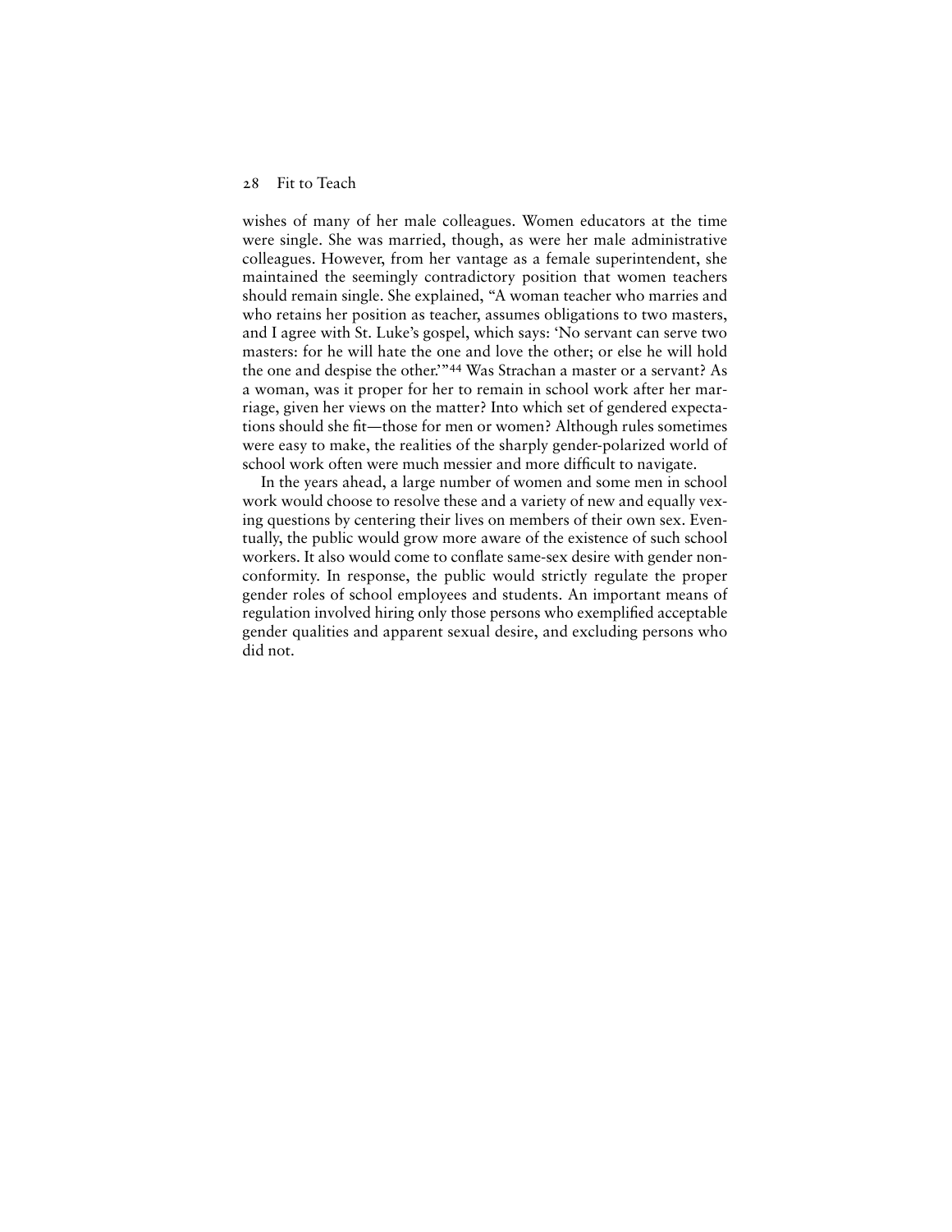wishes of many of her male colleagues. Women educators at the time were single. She was married, though, as were her male administrative colleagues. However, from her vantage as a female superintendent, she maintained the seemingly contradictory position that women teachers should remain single. She explained, "A woman teacher who marries and who retains her position as teacher, assumes obligations to two masters, and I agree with St. Luke's gospel, which says: 'No servant can serve two masters: for he will hate the one and love the other; or else he will hold the one and despise the other.'"[44] Was Strachan a master or a servant? As a woman, was it proper for her to remain in school work after her marriage, given her views on the matter? Into which set of gendered expectations should she fit—those for men or women? Although rules sometimes were easy to make, the realities of the sharply gender-polarized world of school work often were much messier and more difficult to navigate.

In the years ahead, a large number of women and some men in school work would choose to resolve these and a variety of new and equally vexing questions by centering their lives on members of their own sex. Eventually, the public would grow more aware of the existence of such school workers. It also would come to conflate same-sex desire with gender nonconformity. In response, the public would strictly regulate the proper gender roles of school employees and students. An important means of regulation involved hiring only those persons who exemplified acceptable gender qualities and apparent sexual desire, and excluding persons who did not.